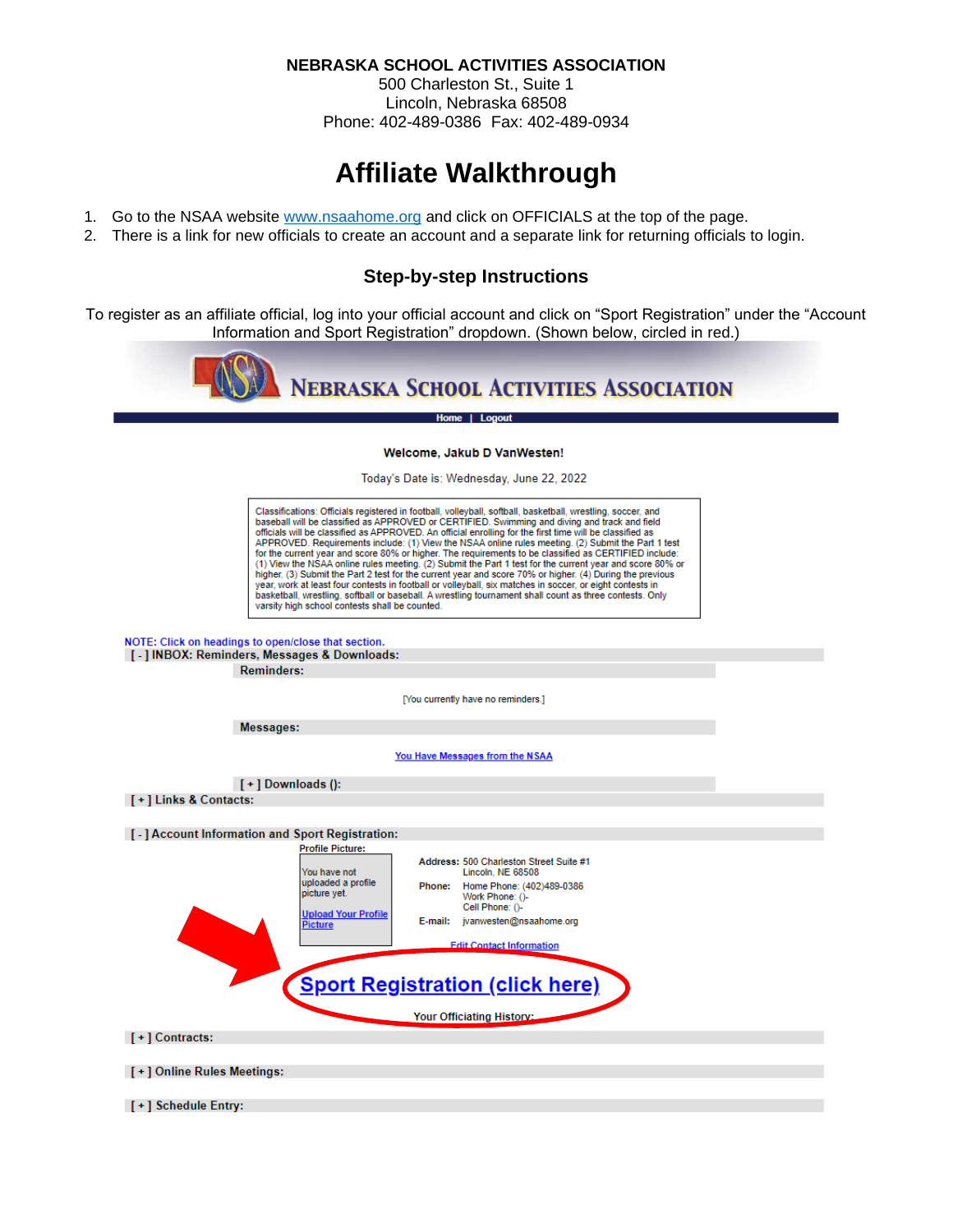**NEBRASKA SCHOOL ACTIVITIES ASSOCIATION**
500 Charleston St., Suite 1
Lincoln, Nebraska 68508
Phone: 402-489-0386 Fax: 402-489-0934

# Affiliate Walkthrough

1. Go to the NSAA website www.nsaahome.org and click on OFFICIALS at the top of the page.
2. There is a link for new officials to create an account and a separate link for returning officials to login.

## Step-by-step Instructions

To register as an affiliate official, log into your official account and click on "Sport Registration" under the "Account Information and Sport Registration" dropdown. (Shown below, circled in red.)

NEBRASKA SCHOOL ACTIVITIES ASSOCIATION

Home | Logout

**Welcome, Jakub D VanWesten!**

Today's Date is: Wednesday, June 22, 2022

Classifications: Officials registered in football, volleyball, softball, basketball, wrestling, soccer, and baseball will be classified as APPROVED or CERTIFIED. Swimming and diving and track and field officials will be classified as APPROVED. An official enrolling for the first time will be classified as APPROVED. Requirements include: (1) View the NSAA online rules meeting. (2) Submit the Part 1 test for the current year and score 80% or higher. The requirements to be classified as CERTIFIED include: (1) View the NSAA online rules meeting. (2) Submit the Part 1 test for the current year and score 80% or higher. (3) Submit the Part 2 test for the current year and score 70% or higher. (4) During the previous year, work at least four contests in football or volleyball, six matches in soccer, or eight contests in basketball, wrestling, softball or baseball. A wrestling tournament shall count as three contests. Only varsity high school contests shall be counted.

NOTE: Click on headings to open/close that section.

**[ - ] INBOX: Reminders, Messages & Downloads:**

**Reminders:**

[You currently have no reminders.]

**Messages:**

You Have Messages from the NSAA

**[ + ] Downloads ():**

**[ + ] Links & Contacts:**

**[ - ] Account Information and Sport Registration:**

**Profile Picture:**

You have not uploaded a profile picture yet.

Upload Your Profile Picture

**Address:** 500 Charleston Street Suite #1
Lincoln, NE 68508

**Phone:** Home Phone: (402)489-0386
Work Phone: ()-
Cell Phone: ()-

**E-mail:** jvanwesten@nsaahome.org

Edit Contact Information

**Sport Registration (click here)**

**Your Officiating History:**

**[ + ] Contracts:**

**[ + ] Online Rules Meetings:**

**[ + ] Schedule Entry:**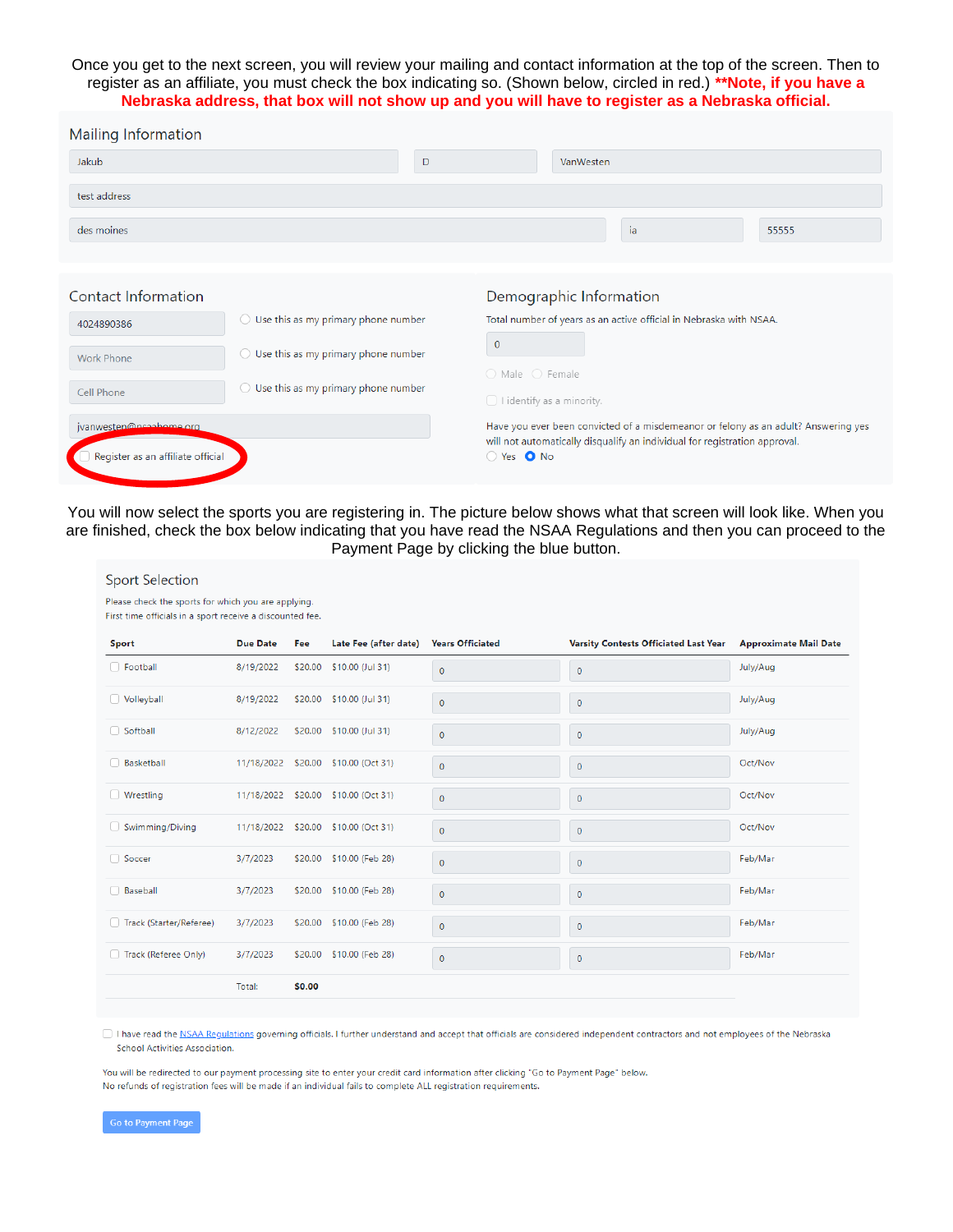Once you get to the next screen, you will review your mailing and contact information at the top of the screen. Then to register as an affiliate, you must check the box indicating so. (Shown below, circled in red.) **Note, if you have a Nebraska address, that box will not show up and you will have to register as a Nebraska official.**

## Mailing Information

Jakub | D | VanWesten

test address

des moines | ia | 55555

## Contact Information

4024890386 — Use this as my primary phone number

Work Phone — Use this as my primary phone number

Cell Phone — Use this as my primary phone number

jvanwesten@nsaahome.org

Register as an affiliate official

## Demographic Information

Total number of years as an active official in Nebraska with NSAA.

0

Male Female

I identify as a minority.

Have you ever been convicted of a misdemeanor or felony as an adult? Answering yes will not automatically disqualify an individual for registration approval.

Yes No

You will now select the sports you are registering in. The picture below shows what that screen will look like. When you are finished, check the box below indicating that you have read the NSAA Regulations and then you can proceed to the Payment Page by clicking the blue button.

## Sport Selection

Please check the sports for which you are applying.
First time officials in a sport receive a discounted fee.

| Sport | Due Date | Fee | Late Fee (after date) | Years Officiated | Varsity Contests Officiated Last Year | Approximate Mail Date |
|---|---|---|---|---|---|---|
| Football | 8/19/2022 | $20.00 | $10.00 (Jul 31) | 0 | 0 | July/Aug |
| Volleyball | 8/19/2022 | $20.00 | $10.00 (Jul 31) | 0 | 0 | July/Aug |
| Softball | 8/12/2022 | $20.00 | $10.00 (Jul 31) | 0 | 0 | July/Aug |
| Basketball | 11/18/2022 | $20.00 | $10.00 (Oct 31) | 0 | 0 | Oct/Nov |
| Wrestling | 11/18/2022 | $20.00 | $10.00 (Oct 31) | 0 | 0 | Oct/Nov |
| Swimming/Diving | 11/18/2022 | $20.00 | $10.00 (Oct 31) | 0 | 0 | Oct/Nov |
| Soccer | 3/7/2023 | $20.00 | $10.00 (Feb 28) | 0 | 0 | Feb/Mar |
| Baseball | 3/7/2023 | $20.00 | $10.00 (Feb 28) | 0 | 0 | Feb/Mar |
| Track (Starter/Referee) | 3/7/2023 | $20.00 | $10.00 (Feb 28) | 0 | 0 | Feb/Mar |
| Track (Referee Only) | 3/7/2023 | $20.00 | $10.00 (Feb 28) | 0 | 0 | Feb/Mar |
| | Total: | $0.00 | | | | |

I have read the NSAA Regulations governing officials. I further understand and accept that officials are considered independent contractors and not employees of the Nebraska School Activities Association.

You will be redirected to our payment processing site to enter your credit card information after clicking "Go to Payment Page" below.
No refunds of registration fees will be made if an individual fails to complete ALL registration requirements.

Go to Payment Page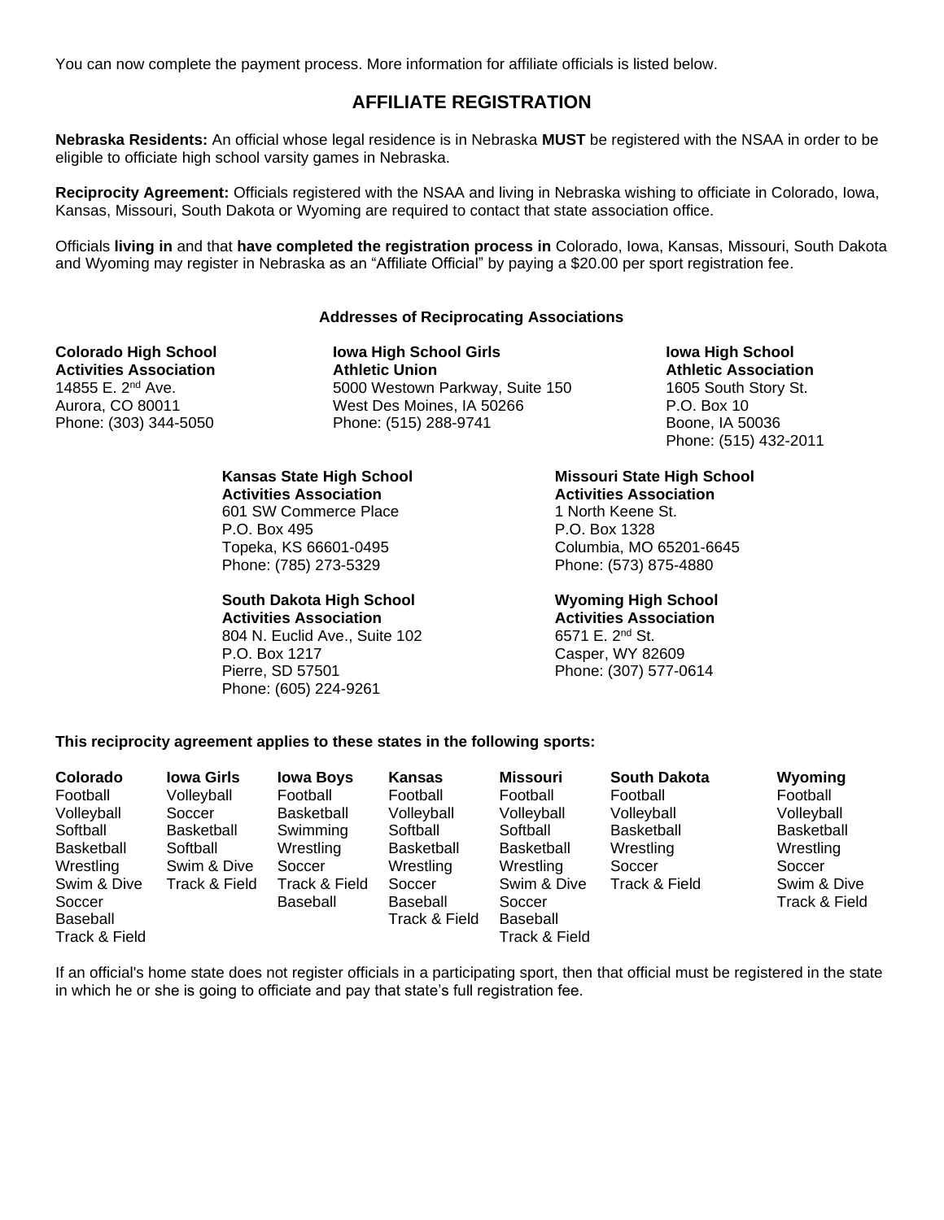You can now complete the payment process. More information for affiliate officials is listed below.

## AFFILIATE REGISTRATION

**Nebraska Residents:** An official whose legal residence is in Nebraska **MUST** be registered with the NSAA in order to be eligible to officiate high school varsity games in Nebraska.

**Reciprocity Agreement:** Officials registered with the NSAA and living in Nebraska wishing to officiate in Colorado, Iowa, Kansas, Missouri, South Dakota or Wyoming are required to contact that state association office.

Officials **living in** and that **have completed the registration process in** Colorado, Iowa, Kansas, Missouri, South Dakota and Wyoming may register in Nebraska as an “Affiliate Official” by paying a $20.00 per sport registration fee.

**Addresses of Reciprocating Associations**

**Colorado High School Activities Association**
14855 E. 2nd Ave.
Aurora, CO 80011
Phone: (303) 344-5050

**Iowa High School Girls Athletic Union**
5000 Westown Parkway, Suite 150
West Des Moines, IA 50266
Phone: (515) 288-9741

**Iowa High School Athletic Association**
1605 South Story St.
P.O. Box 10
Boone, IA 50036
Phone: (515) 432-2011

**Kansas State High School Activities Association**
601 SW Commerce Place
P.O. Box 495
Topeka, KS 66601-0495
Phone: (785) 273-5329

**Missouri State High School Activities Association**
1 North Keene St.
P.O. Box 1328
Columbia, MO 65201-6645
Phone: (573) 875-4880

**South Dakota High School Activities Association**
804 N. Euclid Ave., Suite 102
P.O. Box 1217
Pierre, SD 57501
Phone: (605) 224-9261

**Wyoming High School Activities Association**
6571 E. 2nd St.
Casper, WY 82609
Phone: (307) 577-0614

**This reciprocity agreement applies to these states in the following sports:**

| Colorado | Iowa Girls | Iowa Boys | Kansas | Missouri | South Dakota | Wyoming |
|---|---|---|---|---|---|---|
| Football | Volleyball | Football | Football | Football | Football | Football |
| Volleyball | Soccer | Basketball | Volleyball | Volleyball | Volleyball | Volleyball |
| Softball | Basketball | Swimming | Softball | Softball | Basketball | Basketball |
| Basketball | Softball | Wrestling | Basketball | Basketball | Wrestling | Wrestling |
| Wrestling | Swim & Dive | Soccer | Wrestling | Wrestling | Soccer | Soccer |
| Swim & Dive | Track & Field | Track & Field | Soccer | Swim & Dive | Track & Field | Swim & Dive |
| Soccer | | Baseball | Baseball | Soccer | | Track & Field |
| Baseball | | | Track & Field | Baseball | | |
| Track & Field | | | | Track & Field | | |

If an official's home state does not register officials in a participating sport, then that official must be registered in the state in which he or she is going to officiate and pay that state’s full registration fee.